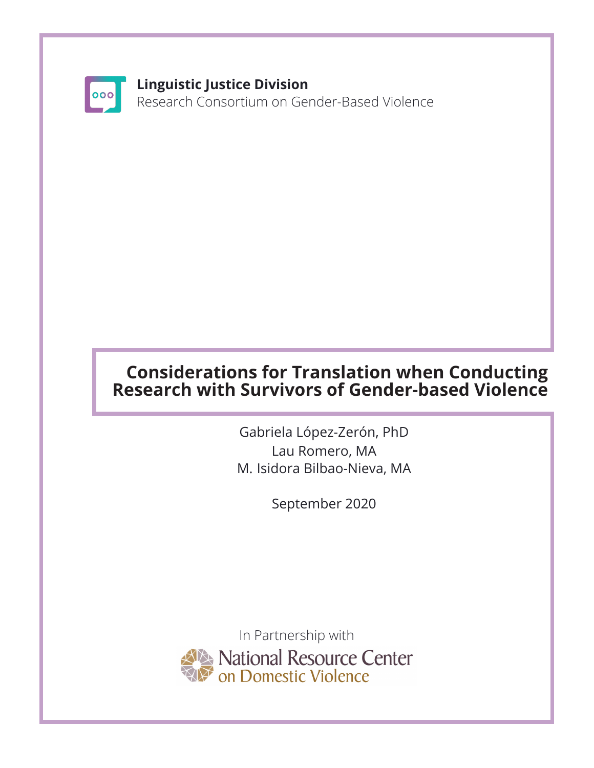**Linguistic Justice Division**
Research Consortium on Gender-Based Violence

# Considerations for Translation when Conducting Research with Survivors of Gender-based Violence

Gabriela López-Zerón, PhD
Lau Romero, MA
M. Isidora Bilbao-Nieva, MA

September 2020

In Partnership with
National Resource Center on Domestic Violence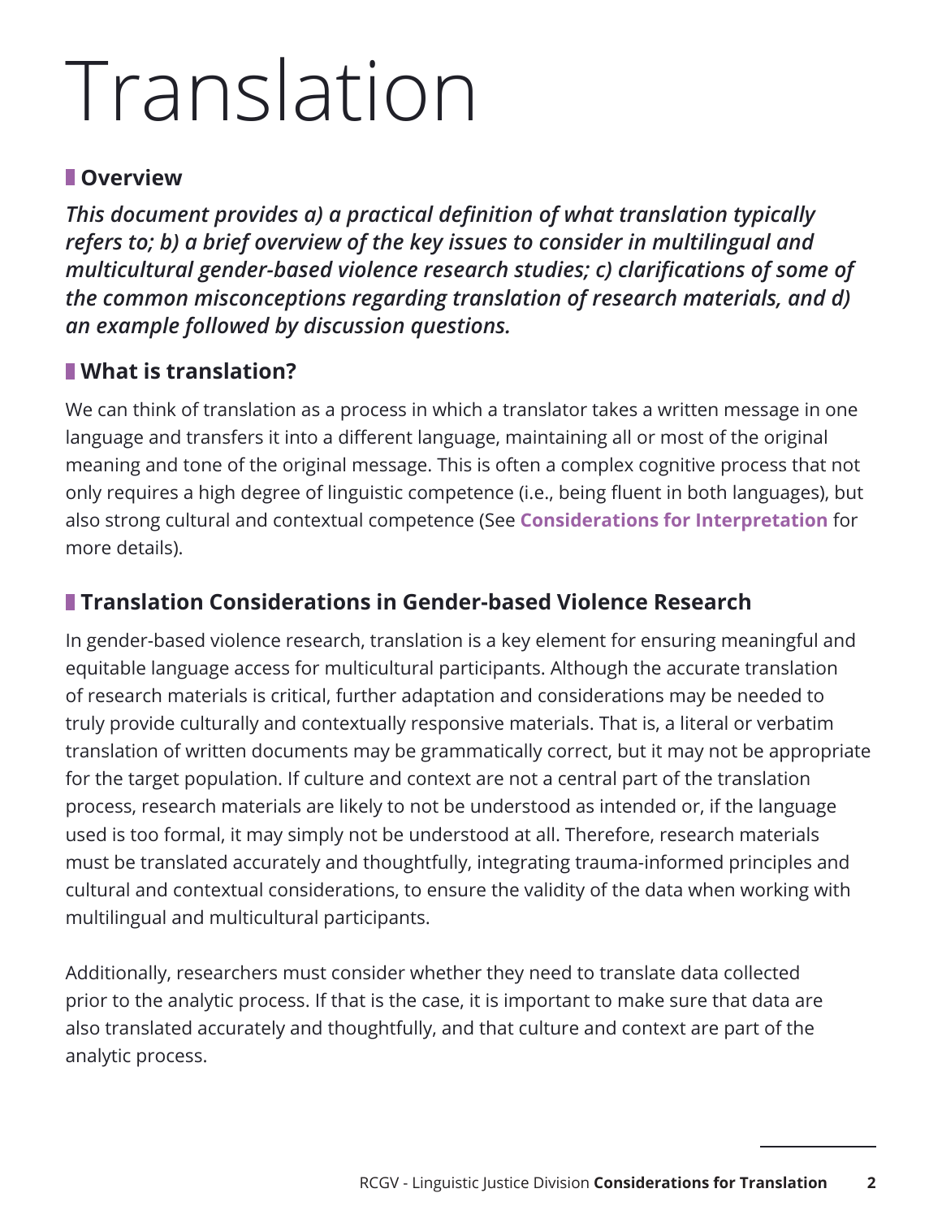# Translation

## Overview

***This document provides a) a practical definition of what translation typically refers to; b) a brief overview of the key issues to consider in multilingual and multicultural gender-based violence research studies; c) clarifications of some of the common misconceptions regarding translation of research materials, and d) an example followed by discussion questions.***

## What is translation?

We can think of translation as a process in which a translator takes a written message in one language and transfers it into a different language, maintaining all or most of the original meaning and tone of the original message. This is often a complex cognitive process that not only requires a high degree of linguistic competence (i.e., being fluent in both languages), but also strong cultural and contextual competence (See **Considerations for Interpretation** for more details).

## Translation Considerations in Gender-based Violence Research

In gender-based violence research, translation is a key element for ensuring meaningful and equitable language access for multicultural participants. Although the accurate translation of research materials is critical, further adaptation and considerations may be needed to truly provide culturally and contextually responsive materials. That is, a literal or verbatim translation of written documents may be grammatically correct, but it may not be appropriate for the target population. If culture and context are not a central part of the translation process, research materials are likely to not be understood as intended or, if the language used is too formal, it may simply not be understood at all. Therefore, research materials must be translated accurately and thoughtfully, integrating trauma-informed principles and cultural and contextual considerations, to ensure the validity of the data when working with multilingual and multicultural participants.

Additionally, researchers must consider whether they need to translate data collected prior to the analytic process. If that is the case, it is important to make sure that data are also translated accurately and thoughtfully, and that culture and context are part of the analytic process.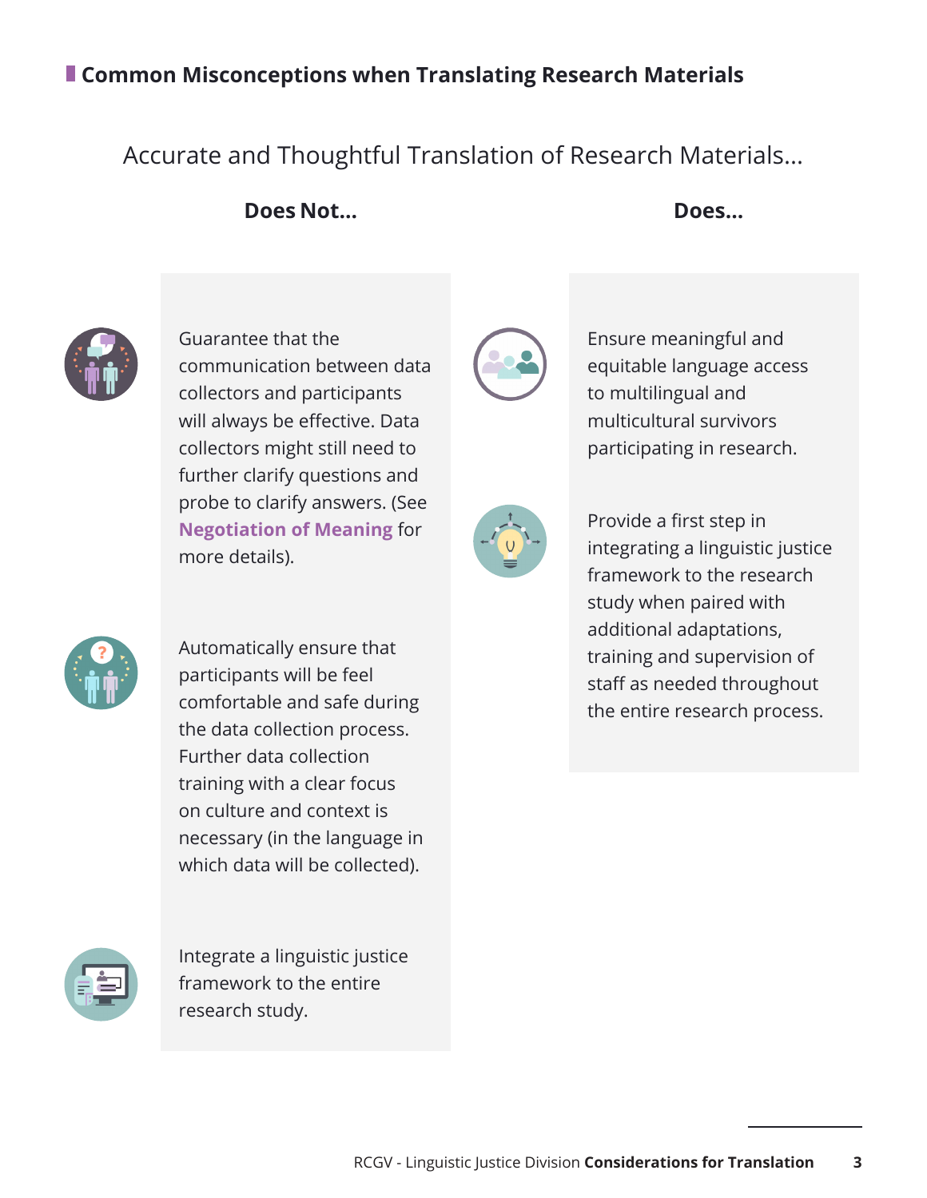## Common Misconceptions when Translating Research Materials

Accurate and Thoughtful Translation of Research Materials...

**Does Not...**

- Guarantee that the communication between data collectors and participants will always be effective. Data collectors might still need to further clarify questions and probe to clarify answers. (See **Negotiation of Meaning** for more details).
- Automatically ensure that participants will be feel comfortable and safe during the data collection process. Further data collection training with a clear focus on culture and context is necessary (in the language in which data will be collected).
- Integrate a linguistic justice framework to the entire research study.

**Does...**

- Ensure meaningful and equitable language access to multilingual and multicultural survivors participating in research.
- Provide a first step in integrating a linguistic justice framework to the research study when paired with additional adaptations, training and supervision of staff as needed throughout the entire research process.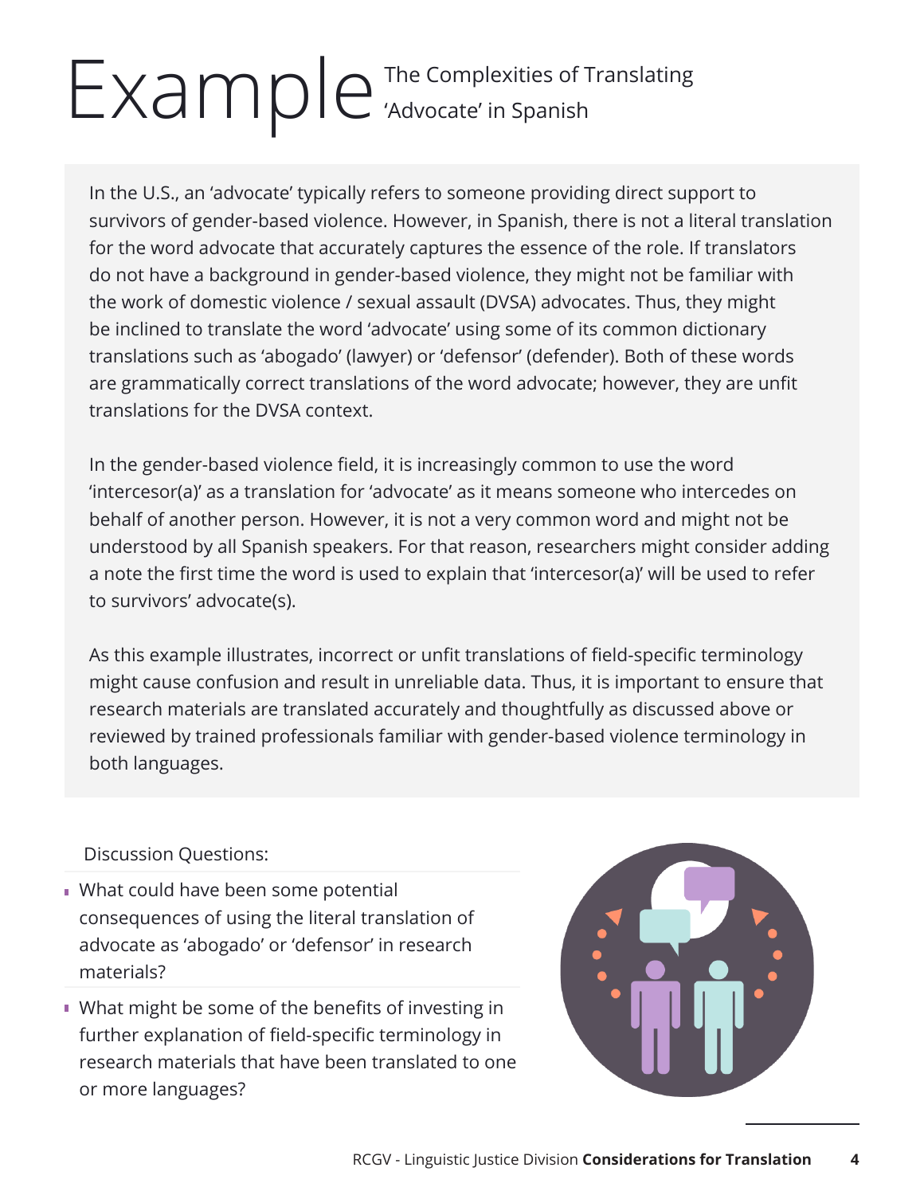# Example

## The Complexities of Translating 'Advocate' in Spanish

In the U.S., an 'advocate' typically refers to someone providing direct support to survivors of gender-based violence. However, in Spanish, there is not a literal translation for the word advocate that accurately captures the essence of the role. If translators do not have a background in gender-based violence, they might not be familiar with the work of domestic violence / sexual assault (DVSA) advocates. Thus, they might be inclined to translate the word 'advocate' using some of its common dictionary translations such as 'abogado' (lawyer) or 'defensor' (defender). Both of these words are grammatically correct translations of the word advocate; however, they are unfit translations for the DVSA context.

In the gender-based violence field, it is increasingly common to use the word 'intercesor(a)' as a translation for 'advocate' as it means someone who intercedes on behalf of another person. However, it is not a very common word and might not be understood by all Spanish speakers. For that reason, researchers might consider adding a note the first time the word is used to explain that 'intercesor(a)' will be used to refer to survivors' advocate(s).

As this example illustrates, incorrect or unfit translations of field-specific terminology might cause confusion and result in unreliable data. Thus, it is important to ensure that research materials are translated accurately and thoughtfully as discussed above or reviewed by trained professionals familiar with gender-based violence terminology in both languages.

Discussion Questions:

- What could have been some potential consequences of using the literal translation of advocate as 'abogado' or 'defensor' in research materials?
- What might be some of the benefits of investing in further explanation of field-specific terminology in research materials that have been translated to one or more languages?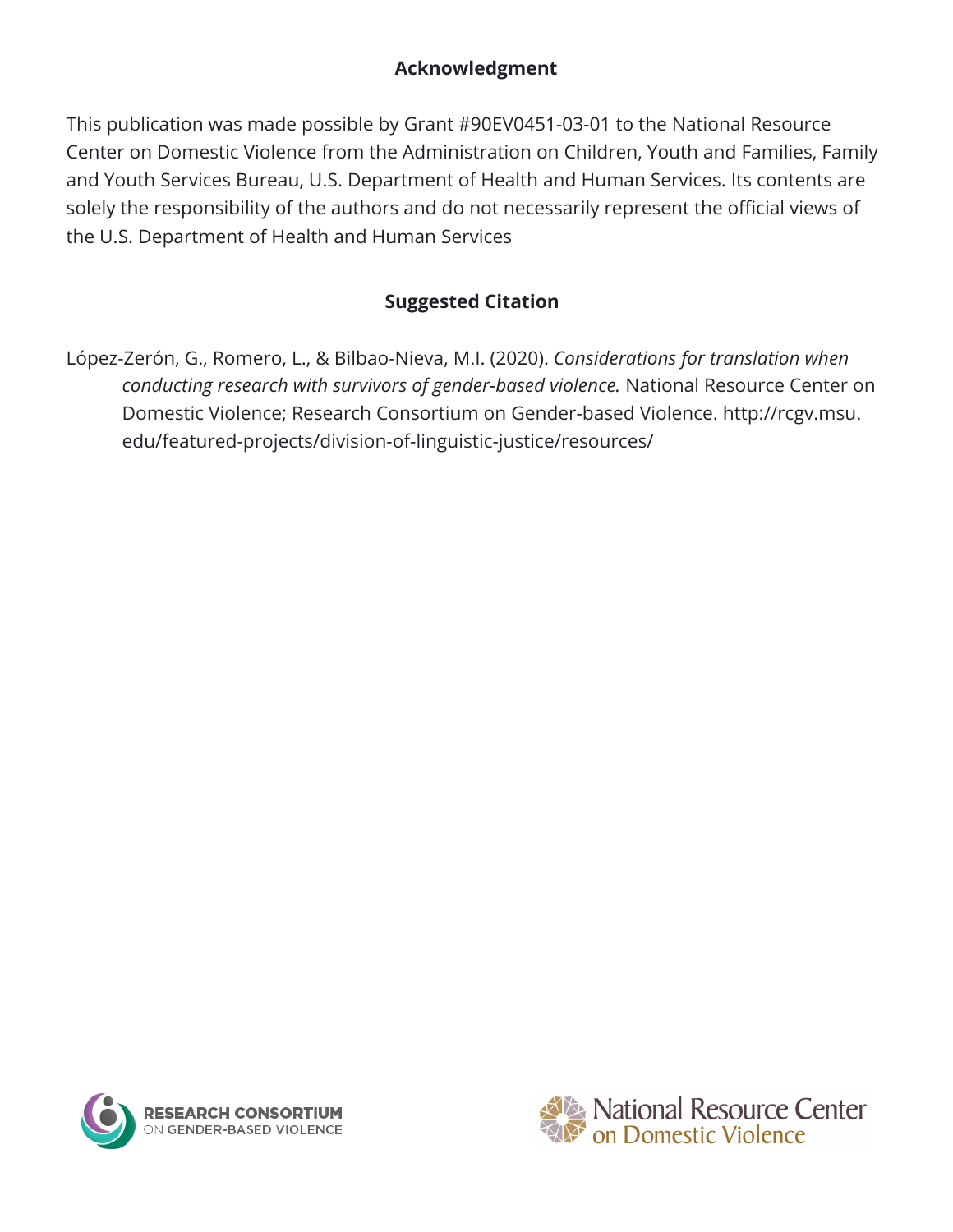## Acknowledgment

This publication was made possible by Grant #90EV0451-03-01 to the National Resource Center on Domestic Violence from the Administration on Children, Youth and Families, Family and Youth Services Bureau, U.S. Department of Health and Human Services. Its contents are solely the responsibility of the authors and do not necessarily represent the official views of the U.S. Department of Health and Human Services

## Suggested Citation

López-Zerón, G., Romero, L., & Bilbao-Nieva, M.I. (2020). *Considerations for translation when conducting research with survivors of gender-based violence.* National Resource Center on Domestic Violence; Research Consortium on Gender-based Violence. http://rcgv.msu.edu/featured-projects/division-of-linguistic-justice/resources/

RESEARCH CONSORTIUM ON GENDER-BASED VIOLENCE

National Resource Center on Domestic Violence